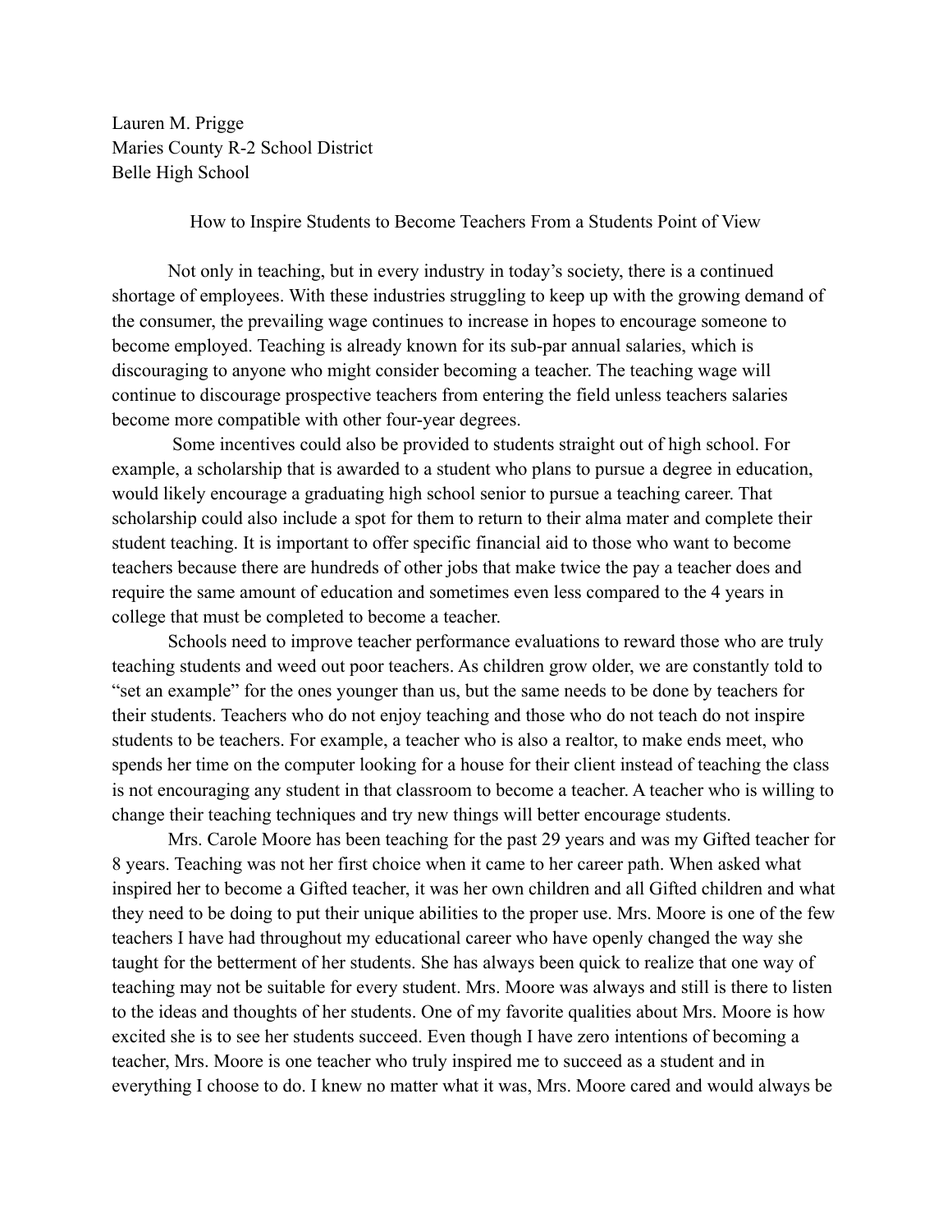Lauren M. Prigge
Maries County R-2 School District
Belle High School

How to Inspire Students to Become Teachers From a Students Point of View

Not only in teaching, but in every industry in today's society, there is a continued shortage of employees. With these industries struggling to keep up with the growing demand of the consumer, the prevailing wage continues to increase in hopes to encourage someone to become employed. Teaching is already known for its sub-par annual salaries, which is discouraging to anyone who might consider becoming a teacher. The teaching wage will continue to discourage prospective teachers from entering the field unless teachers salaries become more compatible with other four-year degrees.

Some incentives could also be provided to students straight out of high school. For example, a scholarship that is awarded to a student who plans to pursue a degree in education, would likely encourage a graduating high school senior to pursue a teaching career. That scholarship could also include a spot for them to return to their alma mater and complete their student teaching. It is important to offer specific financial aid to those who want to become teachers because there are hundreds of other jobs that make twice the pay a teacher does and require the same amount of education and sometimes even less compared to the 4 years in college that must be completed to become a teacher.

Schools need to improve teacher performance evaluations to reward those who are truly teaching students and weed out poor teachers. As children grow older, we are constantly told to "set an example" for the ones younger than us, but the same needs to be done by teachers for their students. Teachers who do not enjoy teaching and those who do not teach do not inspire students to be teachers. For example, a teacher who is also a realtor, to make ends meet, who spends her time on the computer looking for a house for their client instead of teaching the class is not encouraging any student in that classroom to become a teacher. A teacher who is willing to change their teaching techniques and try new things will better encourage students.

Mrs. Carole Moore has been teaching for the past 29 years and was my Gifted teacher for 8 years. Teaching was not her first choice when it came to her career path. When asked what inspired her to become a Gifted teacher, it was her own children and all Gifted children and what they need to be doing to put their unique abilities to the proper use. Mrs. Moore is one of the few teachers I have had throughout my educational career who have openly changed the way she taught for the betterment of her students. She has always been quick to realize that one way of teaching may not be suitable for every student. Mrs. Moore was always and still is there to listen to the ideas and thoughts of her students. One of my favorite qualities about Mrs. Moore is how excited she is to see her students succeed. Even though I have zero intentions of becoming a teacher, Mrs. Moore is one teacher who truly inspired me to succeed as a student and in everything I choose to do. I knew no matter what it was, Mrs. Moore cared and would always be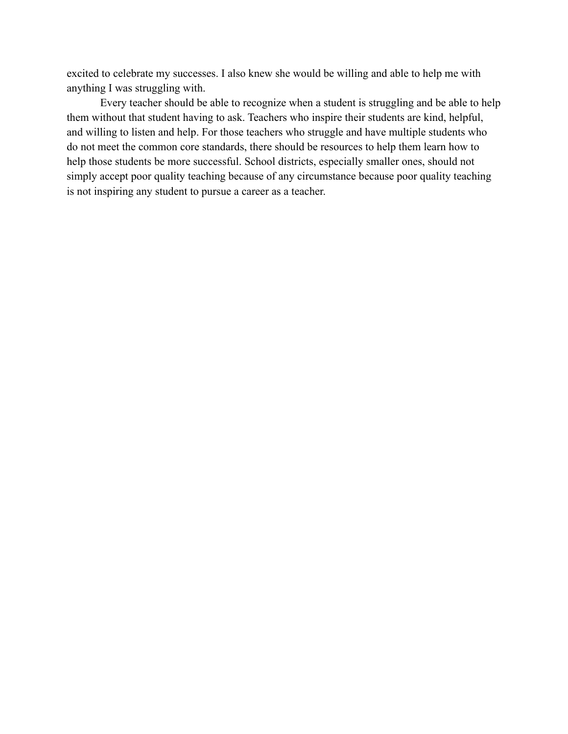excited to celebrate my successes. I also knew she would be willing and able to help me with anything I was struggling with.

Every teacher should be able to recognize when a student is struggling and be able to help them without that student having to ask. Teachers who inspire their students are kind, helpful, and willing to listen and help. For those teachers who struggle and have multiple students who do not meet the common core standards, there should be resources to help them learn how to help those students be more successful. School districts, especially smaller ones, should not simply accept poor quality teaching because of any circumstance because poor quality teaching is not inspiring any student to pursue a career as a teacher.